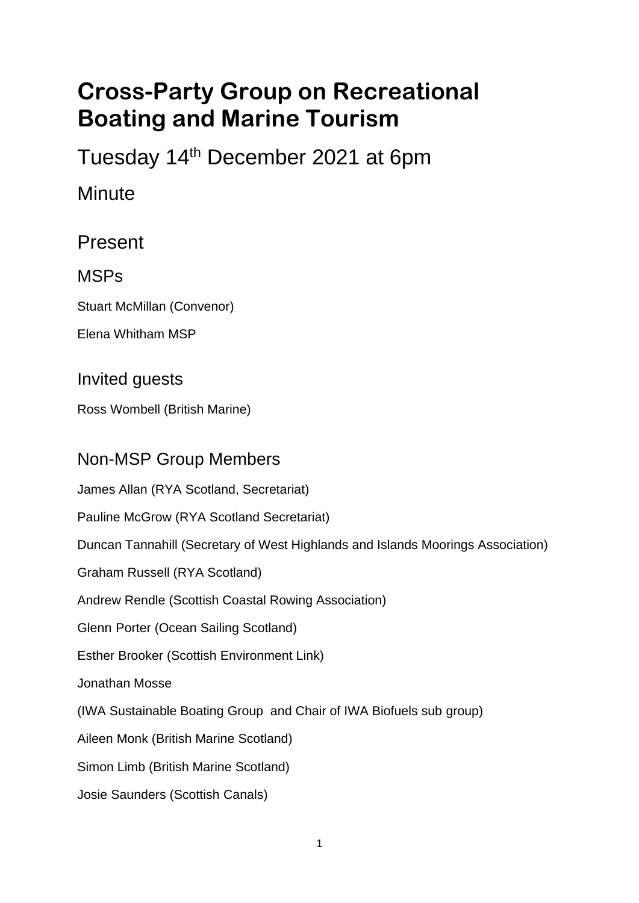# Cross-Party Group on Recreational Boating and Marine Tourism

## Tuesday 14th December 2021 at 6pm

## Minute

## Present

### MSPs

Stuart McMillan (Convenor)

Elena Whitham MSP

### Invited guests

Ross Wombell (British Marine)

### Non-MSP Group Members

James Allan (RYA Scotland, Secretariat)

Pauline McGrow (RYA Scotland Secretariat)

Duncan Tannahill (Secretary of West Highlands and Islands Moorings Association)

Graham Russell (RYA Scotland)

Andrew Rendle (Scottish Coastal Rowing Association)

Glenn Porter (Ocean Sailing Scotland)

Esther Brooker (Scottish Environment Link)

Jonathan Mosse

(IWA Sustainable Boating Group and Chair of IWA Biofuels sub group)

Aileen Monk (British Marine Scotland)

Simon Limb (British Marine Scotland)

Josie Saunders (Scottish Canals)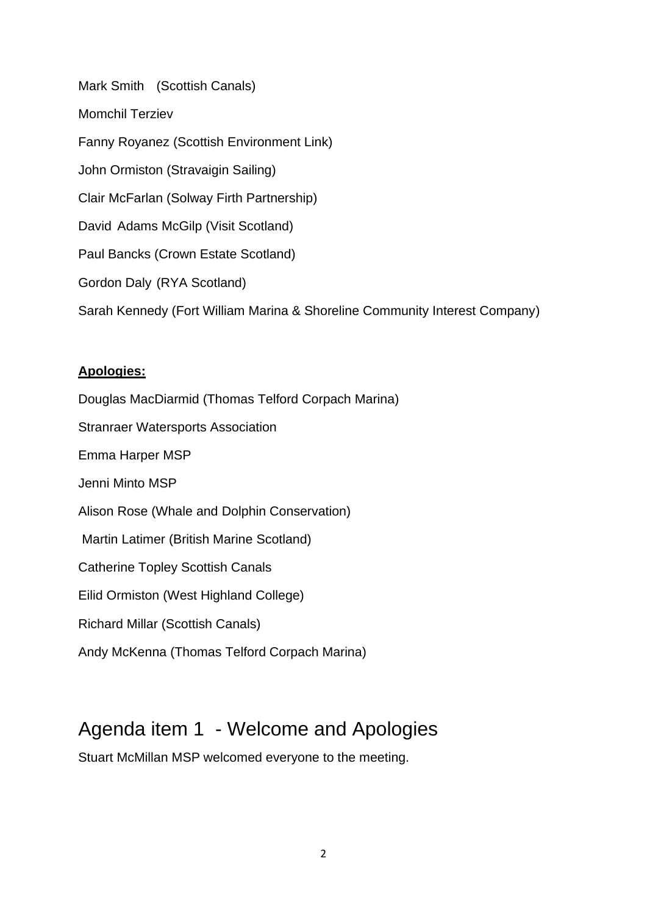Mark Smith (Scottish Canals)

Momchil Terziev

Fanny Royanez (Scottish Environment Link)

John Ormiston (Stravaigin Sailing)

Clair McFarlan (Solway Firth Partnership)

David Adams McGilp (Visit Scotland)

Paul Bancks (Crown Estate Scotland)

Gordon Daly (RYA Scotland)

Sarah Kennedy (Fort William Marina & Shoreline Community Interest Company)

**Apologies:**

Douglas MacDiarmid (Thomas Telford Corpach Marina)

Stranraer Watersports Association

Emma Harper MSP

Jenni Minto MSP

Alison Rose (Whale and Dolphin Conservation)

Martin Latimer (British Marine Scotland)

Catherine Topley Scottish Canals

Eilid Ormiston (West Highland College)

Richard Millar (Scottish Canals)

Andy McKenna (Thomas Telford Corpach Marina)

# Agenda item 1 - Welcome and Apologies

Stuart McMillan MSP welcomed everyone to the meeting.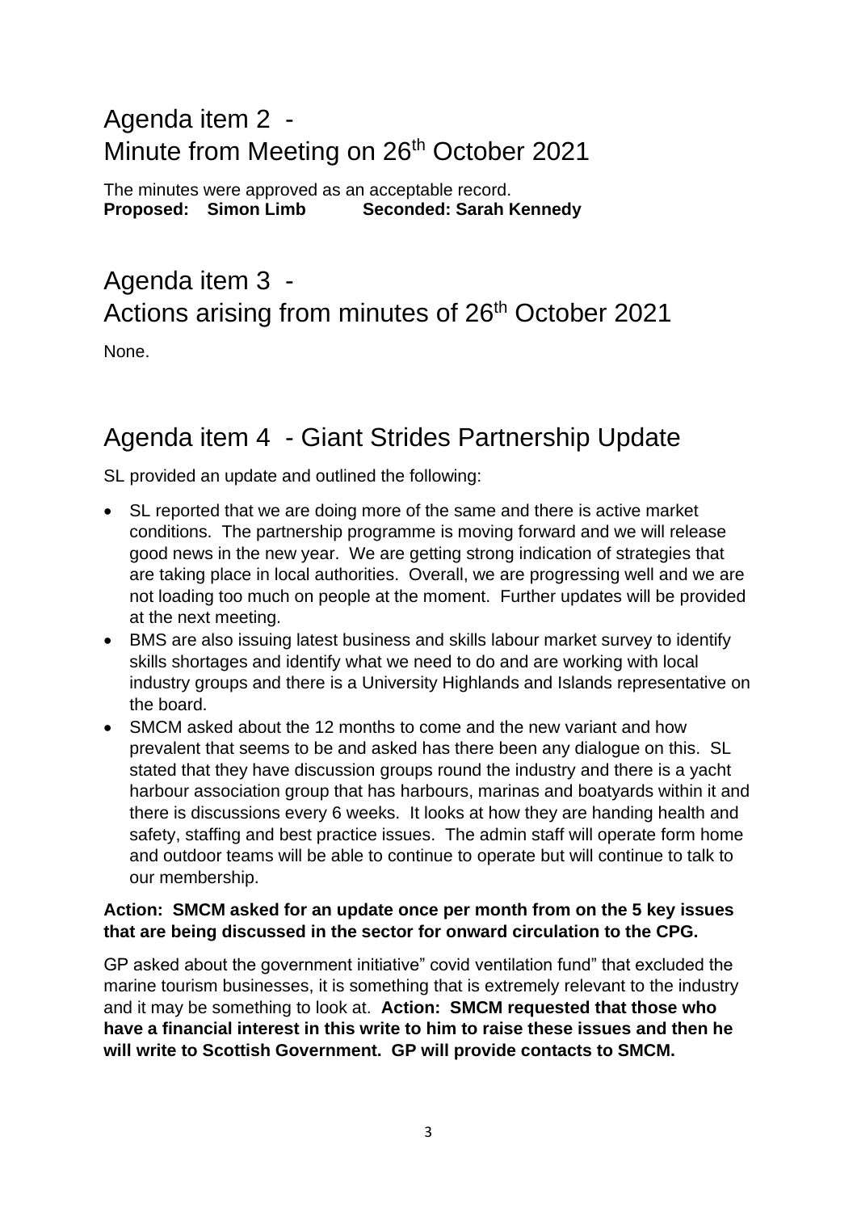## Agenda item 2 - Minute from Meeting on 26th October 2021

The minutes were approved as an acceptable record.
**Proposed: Simon Limb Seconded: Sarah Kennedy**

## Agenda item 3 - Actions arising from minutes of 26th October 2021

None.

## Agenda item 4 - Giant Strides Partnership Update

SL provided an update and outlined the following:

- SL reported that we are doing more of the same and there is active market conditions. The partnership programme is moving forward and we will release good news in the new year. We are getting strong indication of strategies that are taking place in local authorities. Overall, we are progressing well and we are not loading too much on people at the moment. Further updates will be provided at the next meeting.
- BMS are also issuing latest business and skills labour market survey to identify skills shortages and identify what we need to do and are working with local industry groups and there is a University Highlands and Islands representative on the board.
- SMCM asked about the 12 months to come and the new variant and how prevalent that seems to be and asked has there been any dialogue on this. SL stated that they have discussion groups round the industry and there is a yacht harbour association group that has harbours, marinas and boatyards within it and there is discussions every 6 weeks. It looks at how they are handing health and safety, staffing and best practice issues. The admin staff will operate form home and outdoor teams will be able to continue to operate but will continue to talk to our membership.

**Action: SMCM asked for an update once per month from on the 5 key issues that are being discussed in the sector for onward circulation to the CPG.**

GP asked about the government initiative" covid ventilation fund" that excluded the marine tourism businesses, it is something that is extremely relevant to the industry and it may be something to look at. **Action: SMCM requested that those who have a financial interest in this write to him to raise these issues and then he will write to Scottish Government. GP will provide contacts to SMCM.**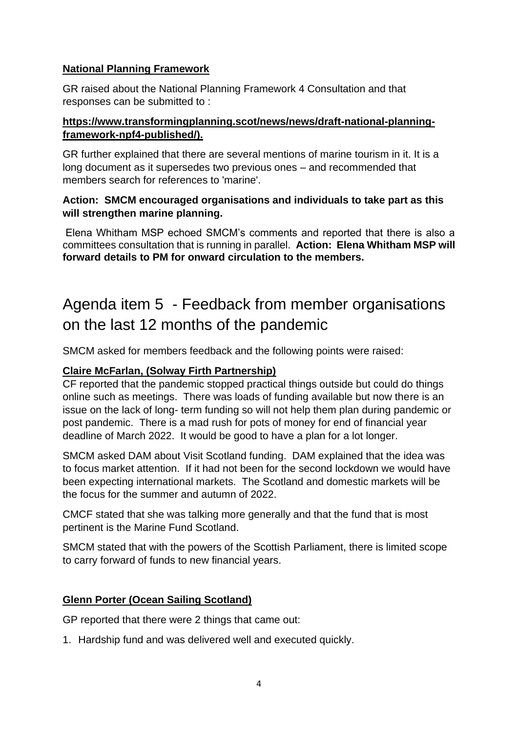**National Planning Framework**

GR raised about the National Planning Framework 4 Consultation and that responses can be submitted to :

**https://www.transformingplanning.scot/news/news/draft-national-planning-framework-npf4-published/).**

GR further explained that there are several mentions of marine tourism in it. It is a long document as it supersedes two previous ones – and recommended that members search for references to 'marine'.

**Action: SMCM encouraged organisations and individuals to take part as this will strengthen marine planning.**

Elena Whitham MSP echoed SMCM's comments and reported that there is also a committees consultation that is running in parallel. **Action: Elena Whitham MSP will forward details to PM for onward circulation to the members.**

# Agenda item 5 - Feedback from member organisations on the last 12 months of the pandemic

SMCM asked for members feedback and the following points were raised:

**Claire McFarlan, (Solway Firth Partnership)**

CF reported that the pandemic stopped practical things outside but could do things online such as meetings. There was loads of funding available but now there is an issue on the lack of long- term funding so will not help them plan during pandemic or post pandemic. There is a mad rush for pots of money for end of financial year deadline of March 2022. It would be good to have a plan for a lot longer.

SMCM asked DAM about Visit Scotland funding. DAM explained that the idea was to focus market attention. If it had not been for the second lockdown we would have been expecting international markets. The Scotland and domestic markets will be the focus for the summer and autumn of 2022.

CMCF stated that she was talking more generally and that the fund that is most pertinent is the Marine Fund Scotland.

SMCM stated that with the powers of the Scottish Parliament, there is limited scope to carry forward of funds to new financial years.

**Glenn Porter (Ocean Sailing Scotland)**

GP reported that there were 2 things that came out:

1. Hardship fund and was delivered well and executed quickly.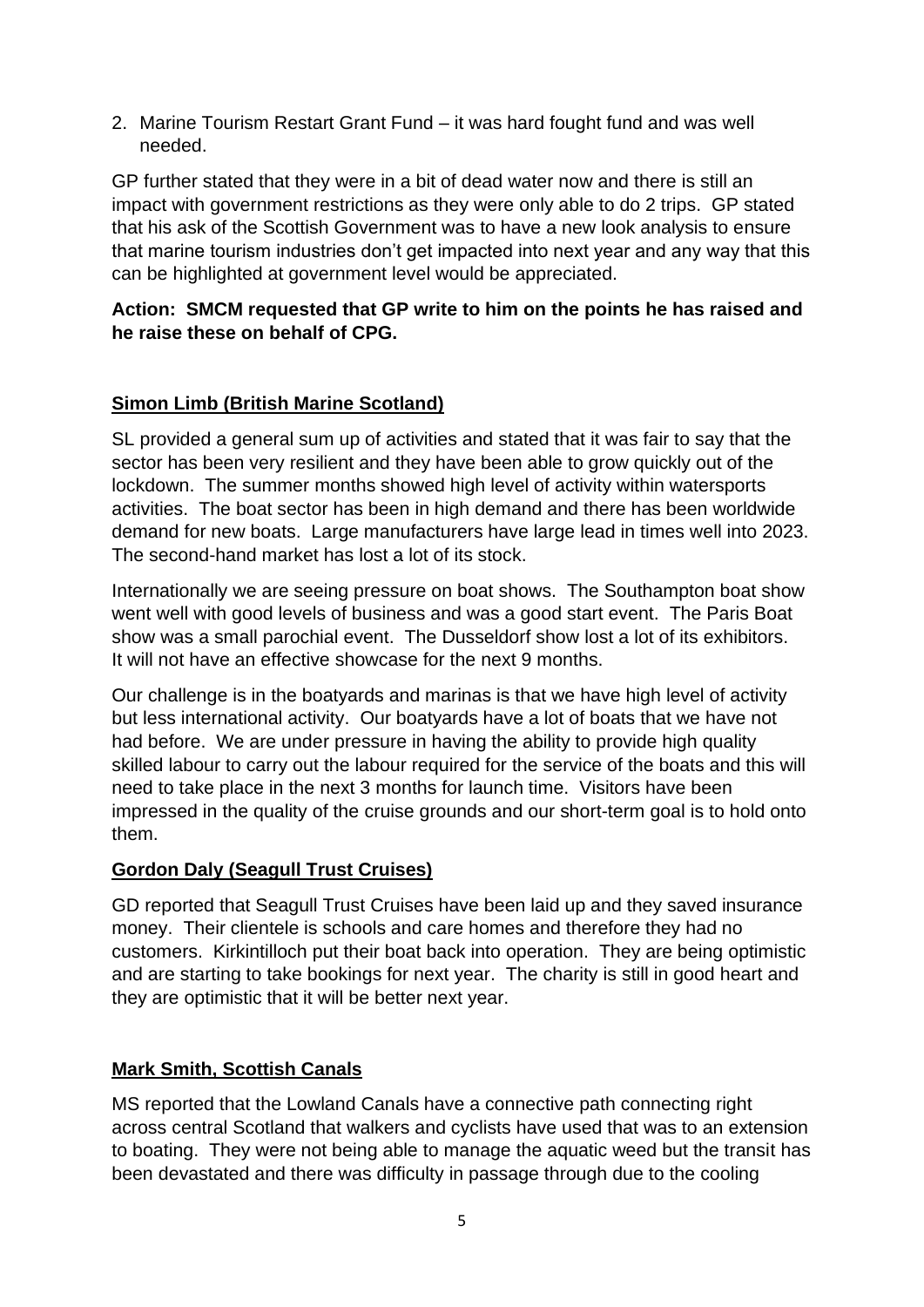2. Marine Tourism Restart Grant Fund – it was hard fought fund and was well needed.

GP further stated that they were in a bit of dead water now and there is still an impact with government restrictions as they were only able to do 2 trips. GP stated that his ask of the Scottish Government was to have a new look analysis to ensure that marine tourism industries don't get impacted into next year and any way that this can be highlighted at government level would be appreciated.

**Action: SMCM requested that GP write to him on the points he has raised and he raise these on behalf of CPG.**

**Simon Limb (British Marine Scotland)**

SL provided a general sum up of activities and stated that it was fair to say that the sector has been very resilient and they have been able to grow quickly out of the lockdown. The summer months showed high level of activity within watersports activities. The boat sector has been in high demand and there has been worldwide demand for new boats. Large manufacturers have large lead in times well into 2023. The second-hand market has lost a lot of its stock.

Internationally we are seeing pressure on boat shows. The Southampton boat show went well with good levels of business and was a good start event. The Paris Boat show was a small parochial event. The Dusseldorf show lost a lot of its exhibitors. It will not have an effective showcase for the next 9 months.

Our challenge is in the boatyards and marinas is that we have high level of activity but less international activity. Our boatyards have a lot of boats that we have not had before. We are under pressure in having the ability to provide high quality skilled labour to carry out the labour required for the service of the boats and this will need to take place in the next 3 months for launch time. Visitors have been impressed in the quality of the cruise grounds and our short-term goal is to hold onto them.

**Gordon Daly (Seagull Trust Cruises)**

GD reported that Seagull Trust Cruises have been laid up and they saved insurance money. Their clientele is schools and care homes and therefore they had no customers. Kirkintilloch put their boat back into operation. They are being optimistic and are starting to take bookings for next year. The charity is still in good heart and they are optimistic that it will be better next year.

**Mark Smith, Scottish Canals**

MS reported that the Lowland Canals have a connective path connecting right across central Scotland that walkers and cyclists have used that was to an extension to boating. They were not being able to manage the aquatic weed but the transit has been devastated and there was difficulty in passage through due to the cooling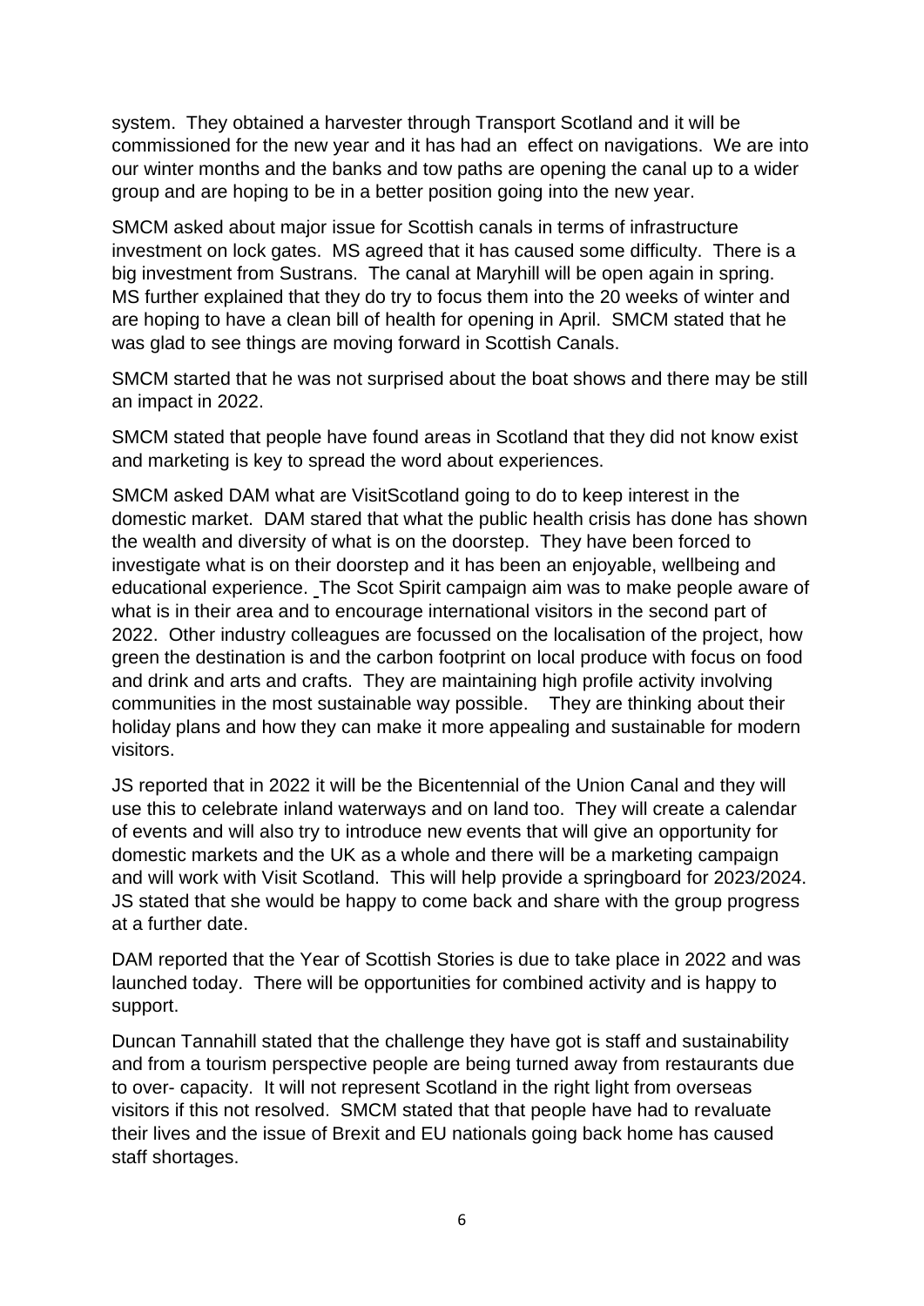system. They obtained a harvester through Transport Scotland and it will be commissioned for the new year and it has had an effect on navigations. We are into our winter months and the banks and tow paths are opening the canal up to a wider group and are hoping to be in a better position going into the new year.

SMCM asked about major issue for Scottish canals in terms of infrastructure investment on lock gates. MS agreed that it has caused some difficulty. There is a big investment from Sustrans. The canal at Maryhill will be open again in spring. MS further explained that they do try to focus them into the 20 weeks of winter and are hoping to have a clean bill of health for opening in April. SMCM stated that he was glad to see things are moving forward in Scottish Canals.

SMCM started that he was not surprised about the boat shows and there may be still an impact in 2022.

SMCM stated that people have found areas in Scotland that they did not know exist and marketing is key to spread the word about experiences.

SMCM asked DAM what are VisitScotland going to do to keep interest in the domestic market. DAM stared that what the public health crisis has done has shown the wealth and diversity of what is on the doorstep. They have been forced to investigate what is on their doorstep and it has been an enjoyable, wellbeing and educational experience. The Scot Spirit campaign aim was to make people aware of what is in their area and to encourage international visitors in the second part of 2022. Other industry colleagues are focussed on the localisation of the project, how green the destination is and the carbon footprint on local produce with focus on food and drink and arts and crafts. They are maintaining high profile activity involving communities in the most sustainable way possible. They are thinking about their holiday plans and how they can make it more appealing and sustainable for modern visitors.

JS reported that in 2022 it will be the Bicentennial of the Union Canal and they will use this to celebrate inland waterways and on land too. They will create a calendar of events and will also try to introduce new events that will give an opportunity for domestic markets and the UK as a whole and there will be a marketing campaign and will work with Visit Scotland. This will help provide a springboard for 2023/2024. JS stated that she would be happy to come back and share with the group progress at a further date.

DAM reported that the Year of Scottish Stories is due to take place in 2022 and was launched today. There will be opportunities for combined activity and is happy to support.

Duncan Tannahill stated that the challenge they have got is staff and sustainability and from a tourism perspective people are being turned away from restaurants due to over- capacity. It will not represent Scotland in the right light from overseas visitors if this not resolved. SMCM stated that that people have had to revaluate their lives and the issue of Brexit and EU nationals going back home has caused staff shortages.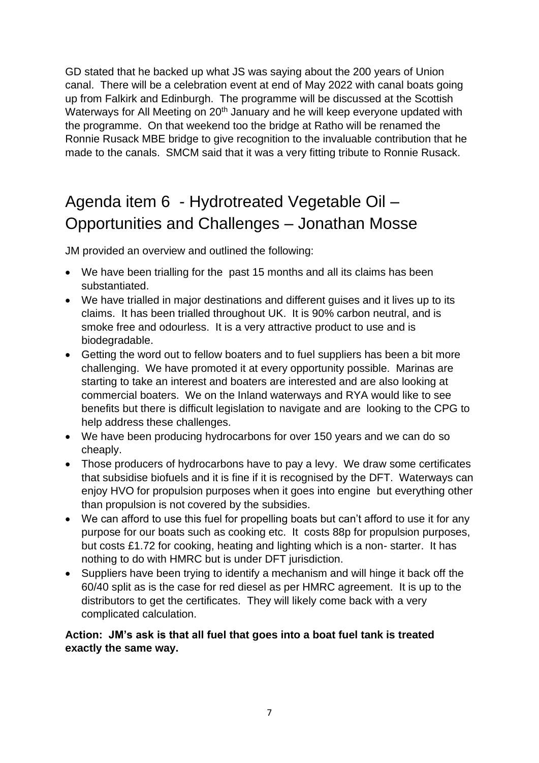GD stated that he backed up what JS was saying about the 200 years of Union canal. There will be a celebration event at end of May 2022 with canal boats going up from Falkirk and Edinburgh. The programme will be discussed at the Scottish Waterways for All Meeting on 20th January and he will keep everyone updated with the programme. On that weekend too the bridge at Ratho will be renamed the Ronnie Rusack MBE bridge to give recognition to the invaluable contribution that he made to the canals. SMCM said that it was a very fitting tribute to Ronnie Rusack.

## Agenda item 6 - Hydrotreated Vegetable Oil – Opportunities and Challenges – Jonathan Mosse

JM provided an overview and outlined the following:

- We have been trialling for the past 15 months and all its claims has been substantiated.
- We have trialled in major destinations and different guises and it lives up to its claims. It has been trialled throughout UK. It is 90% carbon neutral, and is smoke free and odourless. It is a very attractive product to use and is biodegradable.
- Getting the word out to fellow boaters and to fuel suppliers has been a bit more challenging. We have promoted it at every opportunity possible. Marinas are starting to take an interest and boaters are interested and are also looking at commercial boaters. We on the Inland waterways and RYA would like to see benefits but there is difficult legislation to navigate and are looking to the CPG to help address these challenges.
- We have been producing hydrocarbons for over 150 years and we can do so cheaply.
- Those producers of hydrocarbons have to pay a levy. We draw some certificates that subsidise biofuels and it is fine if it is recognised by the DFT. Waterways can enjoy HVO for propulsion purposes when it goes into engine but everything other than propulsion is not covered by the subsidies.
- We can afford to use this fuel for propelling boats but can't afford to use it for any purpose for our boats such as cooking etc. It costs 88p for propulsion purposes, but costs £1.72 for cooking, heating and lighting which is a non- starter. It has nothing to do with HMRC but is under DFT jurisdiction.
- Suppliers have been trying to identify a mechanism and will hinge it back off the 60/40 split as is the case for red diesel as per HMRC agreement. It is up to the distributors to get the certificates. They will likely come back with a very complicated calculation.

**Action: JM's ask is that all fuel that goes into a boat fuel tank is treated exactly the same way.**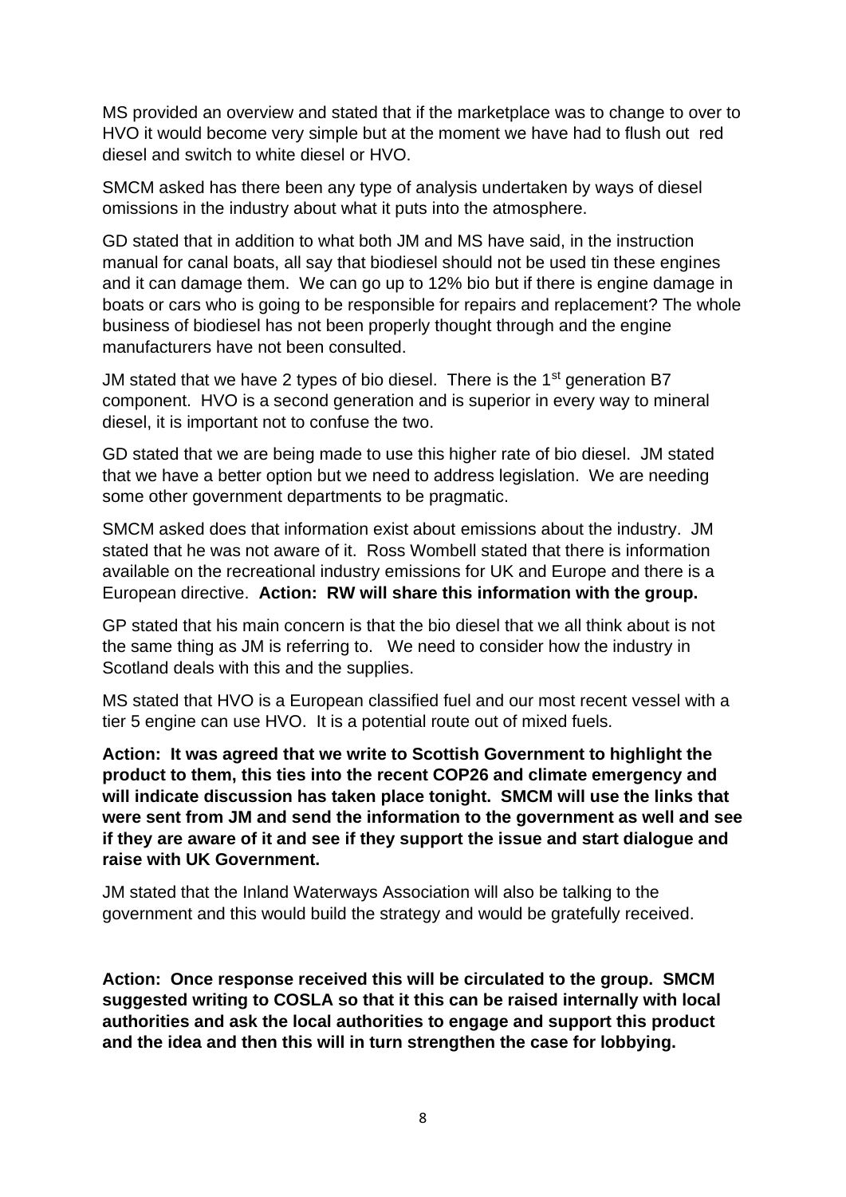MS provided an overview and stated that if the marketplace was to change to over to HVO it would become very simple but at the moment we have had to flush out red diesel and switch to white diesel or HVO.

SMCM asked has there been any type of analysis undertaken by ways of diesel omissions in the industry about what it puts into the atmosphere.

GD stated that in addition to what both JM and MS have said, in the instruction manual for canal boats, all say that biodiesel should not be used tin these engines and it can damage them. We can go up to 12% bio but if there is engine damage in boats or cars who is going to be responsible for repairs and replacement? The whole business of biodiesel has not been properly thought through and the engine manufacturers have not been consulted.

JM stated that we have 2 types of bio diesel. There is the 1st generation B7 component. HVO is a second generation and is superior in every way to mineral diesel, it is important not to confuse the two.

GD stated that we are being made to use this higher rate of bio diesel. JM stated that we have a better option but we need to address legislation. We are needing some other government departments to be pragmatic.

SMCM asked does that information exist about emissions about the industry. JM stated that he was not aware of it. Ross Wombell stated that there is information available on the recreational industry emissions for UK and Europe and there is a European directive. **Action: RW will share this information with the group.**

GP stated that his main concern is that the bio diesel that we all think about is not the same thing as JM is referring to. We need to consider how the industry in Scotland deals with this and the supplies.

MS stated that HVO is a European classified fuel and our most recent vessel with a tier 5 engine can use HVO. It is a potential route out of mixed fuels.

**Action: It was agreed that we write to Scottish Government to highlight the product to them, this ties into the recent COP26 and climate emergency and will indicate discussion has taken place tonight. SMCM will use the links that were sent from JM and send the information to the government as well and see if they are aware of it and see if they support the issue and start dialogue and raise with UK Government.**

JM stated that the Inland Waterways Association will also be talking to the government and this would build the strategy and would be gratefully received.

**Action: Once response received this will be circulated to the group. SMCM suggested writing to COSLA so that it this can be raised internally with local authorities and ask the local authorities to engage and support this product and the idea and then this will in turn strengthen the case for lobbying.**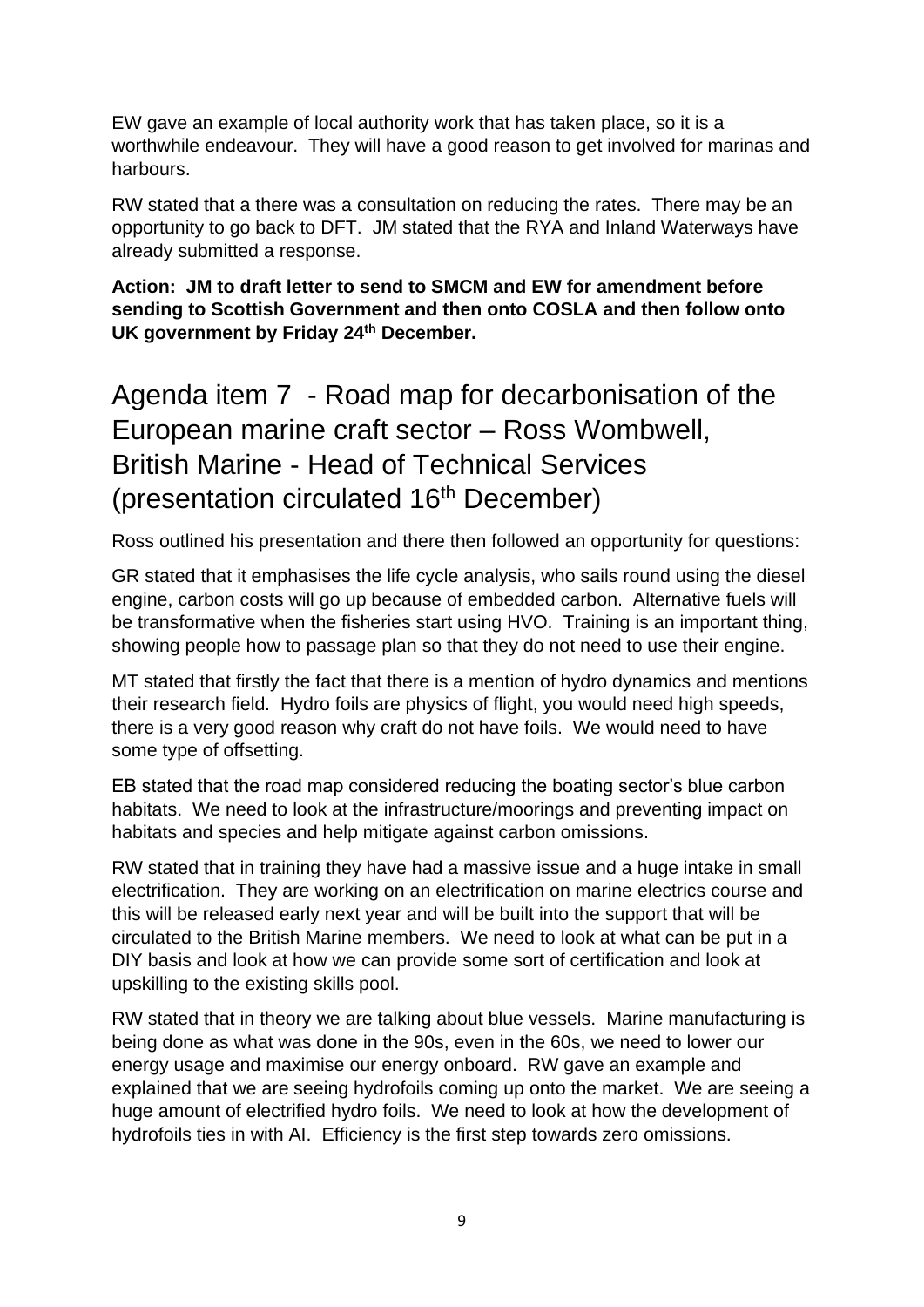EW gave an example of local authority work that has taken place, so it is a worthwhile endeavour. They will have a good reason to get involved for marinas and harbours.

RW stated that a there was a consultation on reducing the rates. There may be an opportunity to go back to DFT. JM stated that the RYA and Inland Waterways have already submitted a response.

**Action: JM to draft letter to send to SMCM and EW for amendment before sending to Scottish Government and then onto COSLA and then follow onto UK government by Friday 24th December.**

# Agenda item 7 - Road map for decarbonisation of the European marine craft sector – Ross Wombwell, British Marine - Head of Technical Services (presentation circulated 16th December)

Ross outlined his presentation and there then followed an opportunity for questions:

GR stated that it emphasises the life cycle analysis, who sails round using the diesel engine, carbon costs will go up because of embedded carbon. Alternative fuels will be transformative when the fisheries start using HVO. Training is an important thing, showing people how to passage plan so that they do not need to use their engine.

MT stated that firstly the fact that there is a mention of hydro dynamics and mentions their research field. Hydro foils are physics of flight, you would need high speeds, there is a very good reason why craft do not have foils. We would need to have some type of offsetting.

EB stated that the road map considered reducing the boating sector's blue carbon habitats. We need to look at the infrastructure/moorings and preventing impact on habitats and species and help mitigate against carbon omissions.

RW stated that in training they have had a massive issue and a huge intake in small electrification. They are working on an electrification on marine electrics course and this will be released early next year and will be built into the support that will be circulated to the British Marine members. We need to look at what can be put in a DIY basis and look at how we can provide some sort of certification and look at upskilling to the existing skills pool.

RW stated that in theory we are talking about blue vessels. Marine manufacturing is being done as what was done in the 90s, even in the 60s, we need to lower our energy usage and maximise our energy onboard. RW gave an example and explained that we are seeing hydrofoils coming up onto the market. We are seeing a huge amount of electrified hydro foils. We need to look at how the development of hydrofoils ties in with AI. Efficiency is the first step towards zero omissions.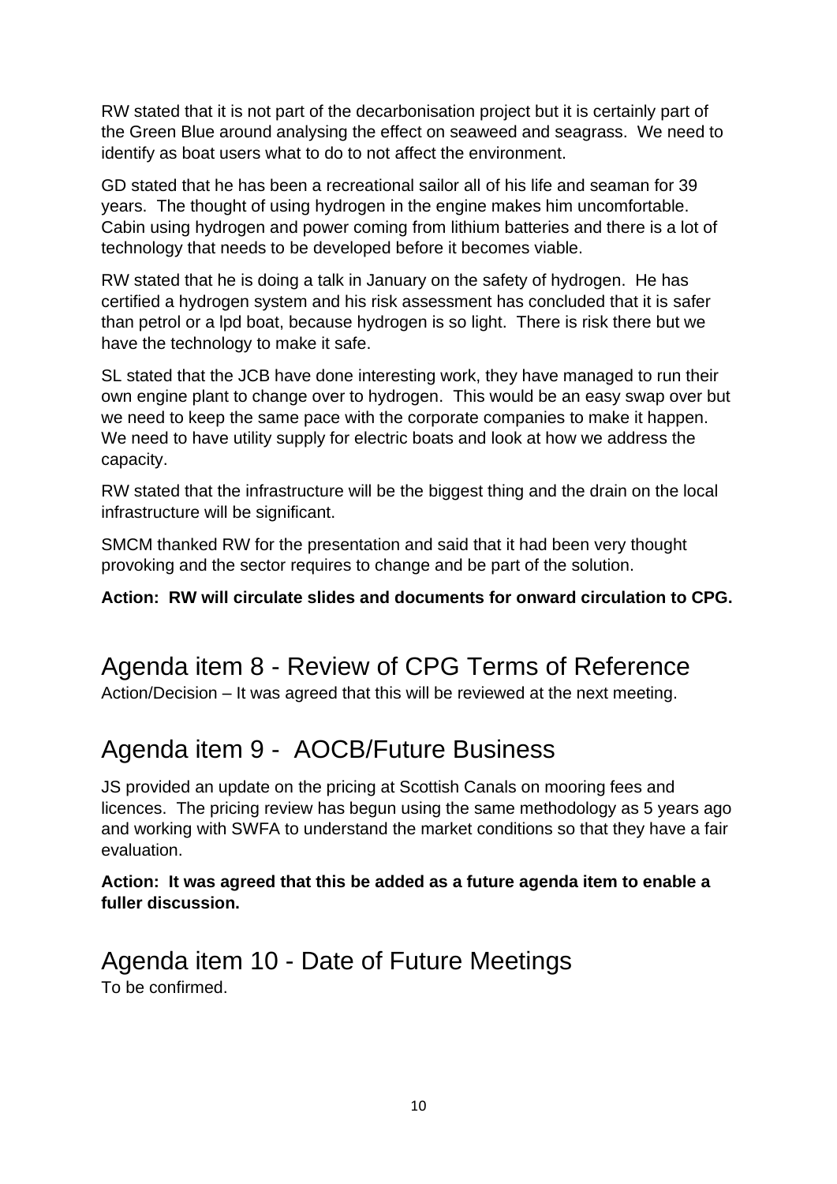RW stated that it is not part of the decarbonisation project but it is certainly part of the Green Blue around analysing the effect on seaweed and seagrass. We need to identify as boat users what to do to not affect the environment.

GD stated that he has been a recreational sailor all of his life and seaman for 39 years. The thought of using hydrogen in the engine makes him uncomfortable. Cabin using hydrogen and power coming from lithium batteries and there is a lot of technology that needs to be developed before it becomes viable.

RW stated that he is doing a talk in January on the safety of hydrogen. He has certified a hydrogen system and his risk assessment has concluded that it is safer than petrol or a lpd boat, because hydrogen is so light. There is risk there but we have the technology to make it safe.

SL stated that the JCB have done interesting work, they have managed to run their own engine plant to change over to hydrogen. This would be an easy swap over but we need to keep the same pace with the corporate companies to make it happen. We need to have utility supply for electric boats and look at how we address the capacity.

RW stated that the infrastructure will be the biggest thing and the drain on the local infrastructure will be significant.

SMCM thanked RW for the presentation and said that it had been very thought provoking and the sector requires to change and be part of the solution.

**Action: RW will circulate slides and documents for onward circulation to CPG.**

## Agenda item 8 - Review of CPG Terms of Reference

Action/Decision – It was agreed that this will be reviewed at the next meeting.

## Agenda item 9 - AOCB/Future Business

JS provided an update on the pricing at Scottish Canals on mooring fees and licences. The pricing review has begun using the same methodology as 5 years ago and working with SWFA to understand the market conditions so that they have a fair evaluation.

**Action: It was agreed that this be added as a future agenda item to enable a fuller discussion.**

## Agenda item 10 - Date of Future Meetings

To be confirmed.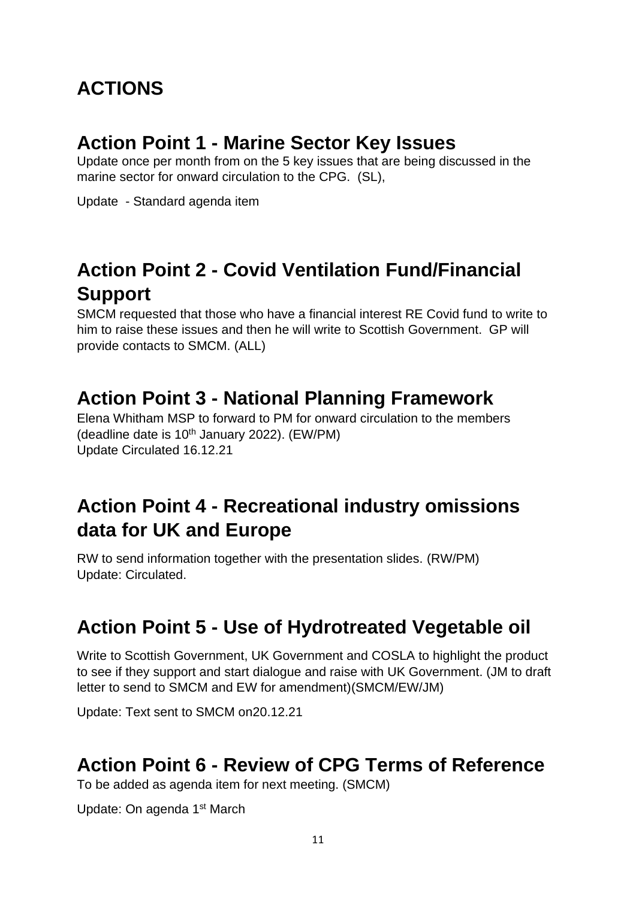# ACTIONS

## Action Point 1 - Marine Sector Key Issues

Update once per month from on the 5 key issues that are being discussed in the marine sector for onward circulation to the CPG. (SL),

Update - Standard agenda item

## Action Point 2 - Covid Ventilation Fund/Financial Support

SMCM requested that those who have a financial interest RE Covid fund to write to him to raise these issues and then he will write to Scottish Government. GP will provide contacts to SMCM. (ALL)

## Action Point 3 - National Planning Framework

Elena Whitham MSP to forward to PM for onward circulation to the members (deadline date is 10th January 2022). (EW/PM)
Update Circulated 16.12.21

## Action Point 4 - Recreational industry omissions data for UK and Europe

RW to send information together with the presentation slides. (RW/PM)
Update: Circulated.

## Action Point 5 - Use of Hydrotreated Vegetable oil

Write to Scottish Government, UK Government and COSLA to highlight the product to see if they support and start dialogue and raise with UK Government. (JM to draft letter to send to SMCM and EW for amendment)(SMCM/EW/JM)

Update: Text sent to SMCM on20.12.21

## Action Point 6 - Review of CPG Terms of Reference

To be added as agenda item for next meeting. (SMCM)

Update: On agenda 1st March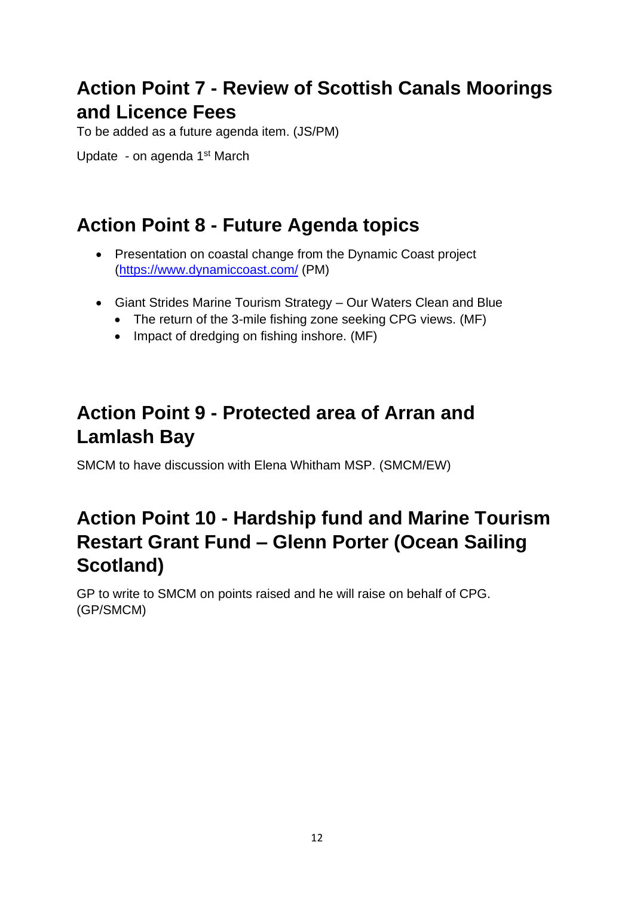## Action Point 7 - Review of Scottish Canals Moorings and Licence Fees

To be added as a future agenda item. (JS/PM)

Update - on agenda 1st March

## Action Point 8 - Future Agenda topics

- Presentation on coastal change from the Dynamic Coast project (https://www.dynamiccoast.com/) (PM)
- Giant Strides Marine Tourism Strategy – Our Waters Clean and Blue
  - The return of the 3-mile fishing zone seeking CPG views. (MF)
  - Impact of dredging on fishing inshore. (MF)

## Action Point 9 - Protected area of Arran and Lamlash Bay

SMCM to have discussion with Elena Whitham MSP. (SMCM/EW)

## Action Point 10 - Hardship fund and Marine Tourism Restart Grant Fund – Glenn Porter (Ocean Sailing Scotland)

GP to write to SMCM on points raised and he will raise on behalf of CPG. (GP/SMCM)